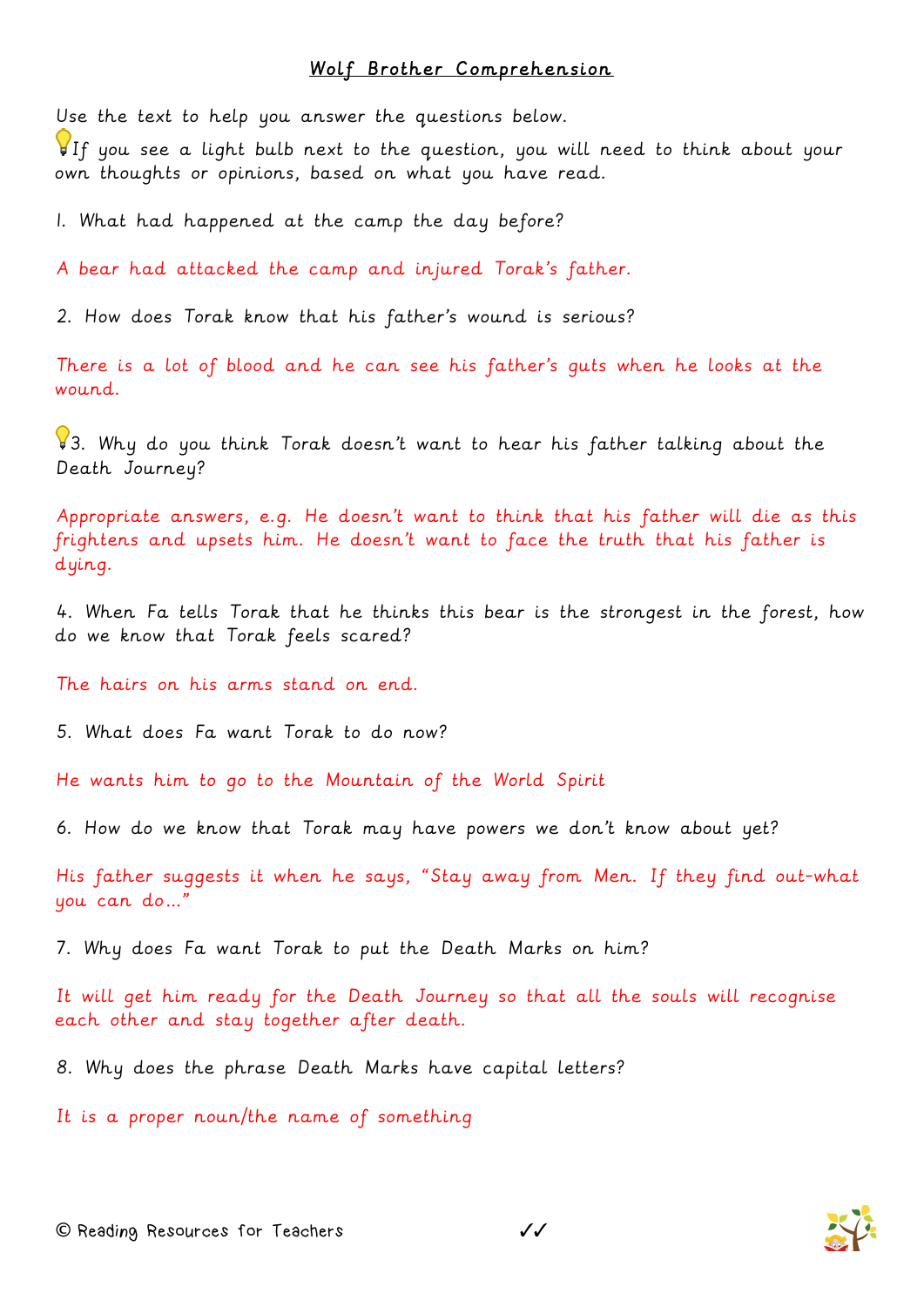# Wolf Brother Comprehension

Use the text to help you answer the questions below.

💡If you see a light bulb next to the question, you will need to think about your own thoughts or opinions, based on what you have read.

1. What had happened at the camp the day before?

A bear had attacked the camp and injured Torak's father.

2. How does Torak know that his father's wound is serious?

There is a lot of blood and he can see his father's guts when he looks at the wound.

💡3. Why do you think Torak doesn't want to hear his father talking about the Death Journey?

Appropriate answers, e.g. He doesn't want to think that his father will die as this frightens and upsets him. He doesn't want to face the truth that his father is dying.

4. When Fa tells Torak that he thinks this bear is the strongest in the forest, how do we know that Torak feels scared?

The hairs on his arms stand on end.

5. What does Fa want Torak to do now?

He wants him to go to the Mountain of the World Spirit

6. How do we know that Torak may have powers we don't know about yet?

His father suggests it when he says, "Stay away from Men. If they find out-what you can do…"

7. Why does Fa want Torak to put the Death Marks on him?

It will get him ready for the Death Journey so that all the souls will recognise each other and stay together after death.

8. Why does the phrase Death Marks have capital letters?

It is a proper noun/the name of something

© Reading Resources for Teachers ✓✓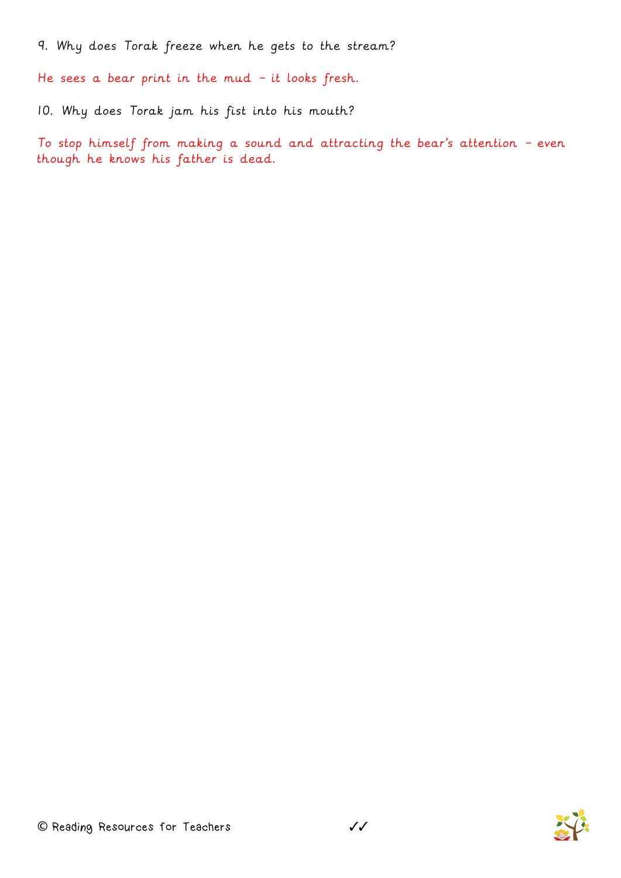9. Why does Torak freeze when he gets to the stream?

He sees a bear print in the mud – it looks fresh.

10. Why does Torak jam his fist into his mouth?

To stop himself from making a sound and attracting the bear's attention – even though he knows his father is dead.

© Reading Resources for Teachers ✓✓